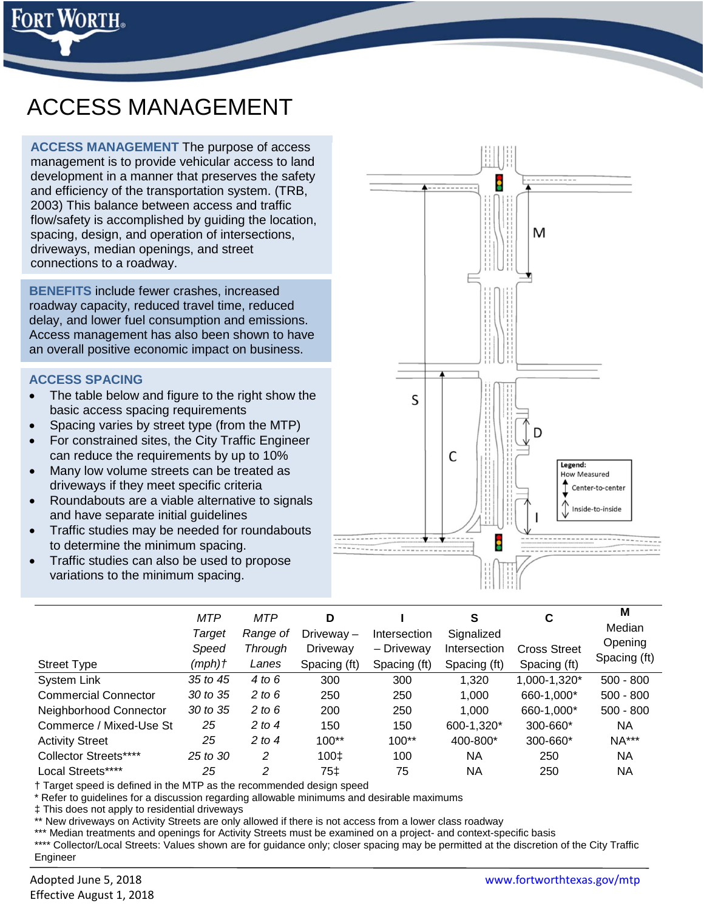# ACCESS MANAGEMENT

**ACCESS MANAGEMENT** The purpose of access management is to provide vehicular access to land development in a manner that preserves the safety and efficiency of the transportation system. (TRB, 2003) This balance between access and traffic flow/safety is accomplished by guiding the location, spacing, design, and operation of intersections, driveways, median openings, and street connections to a roadway.

**BENEFITS** include fewer crashes, increased roadway capacity, reduced travel time, reduced delay, and lower fuel consumption and emissions. Access management has also been shown to have an overall positive economic impact on business.

## ACCESS SPACING

- The table below and figure to the right show the basic access spacing requirements
- Spacing varies by street type (from the MTP)
- For constrained sites, the City Traffic Engineer can reduce the requirements by up to 10%
- Many low volume streets can be treated as driveways if they meet specific criteria
- Roundabouts are a viable alternative to signals and have separate initial guidelines
- Traffic studies may be needed for roundabouts to determine the minimum spacing.
- Traffic studies can also be used to propose variations to the minimum spacing.

| Street Type | *MTP Target Speed (mph)†* | *MTP Range of Through Lanes* | **D** Driveway – Driveway Spacing (ft) | **I** Intersection – Driveway Spacing (ft) | **S** Signalized Intersection Spacing (ft) | **C** Cross Street Spacing (ft) | **M** Median Opening Spacing (ft) |
|---|---|---|---|---|---|---|---|
| System Link | *35 to 45* | *4 to 6* | 300 | 300 | 1,320 | 1,000-1,320* | 500 - 800 |
| Commercial Connector | *30 to 35* | *2 to 6* | 250 | 250 | 1,000 | 660-1,000* | 500 - 800 |
| Neighborhood Connector | *30 to 35* | *2 to 6* | 200 | 250 | 1,000 | 660-1,000* | 500 - 800 |
| Commerce / Mixed-Use St | *25* | *2 to 4* | 150 | 150 | 600-1,320* | 300-660* | NA |
| Activity Street | *25* | *2 to 4* | 100** | 100** | 400-800* | 300-660* | NA*** |
| Collector Streets**** | *25 to 30* | *2* | 100‡ | 100 | NA | 250 | NA |
| Local Streets**** | *25* | *2* | 75‡ | 75 | NA | 250 | NA |

† Target speed is defined in the MTP as the recommended design speed
* Refer to guidelines for a discussion regarding allowable minimums and desirable maximums
‡ This does not apply to residential driveways
** New driveways on Activity Streets are only allowed if there is not access from a lower class roadway
*** Median treatments and openings for Activity Streets must be examined on a project- and context-specific basis
**** Collector/Local Streets: Values shown are for guidance only; closer spacing may be permitted at the discretion of the City Traffic Engineer

Adopted June 5, 2018
Effective August 1, 2018

www.fortworthtexas.gov/mtp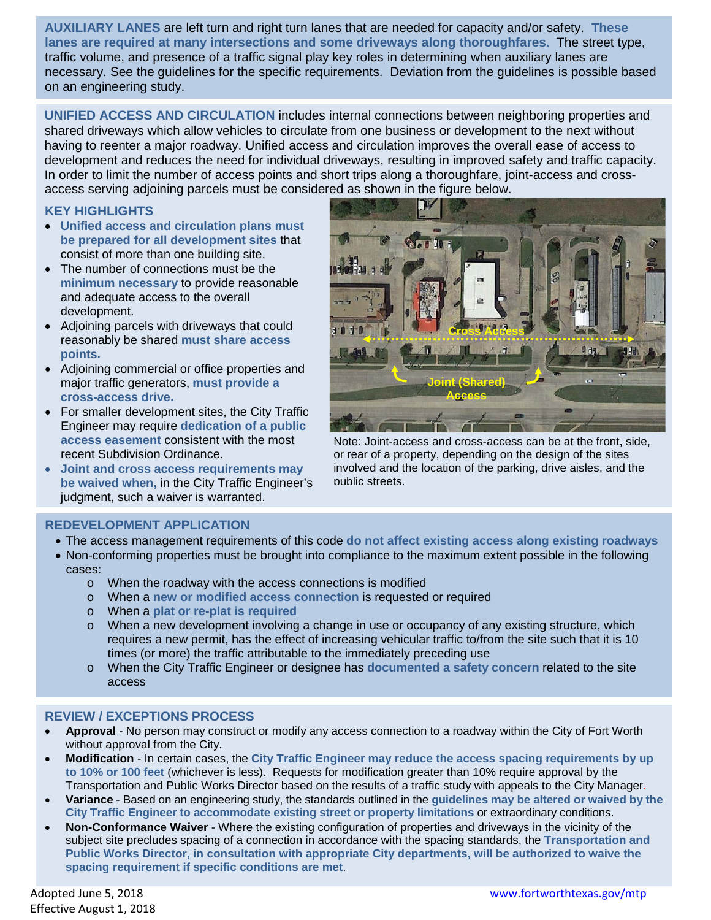**AUXILIARY LANES** are left turn and right turn lanes that are needed for capacity and/or safety. **These lanes are required at many intersections and some driveways along thoroughfares.** The street type, traffic volume, and presence of a traffic signal play key roles in determining when auxiliary lanes are necessary. See the guidelines for the specific requirements. Deviation from the guidelines is possible based on an engineering study.

**UNIFIED ACCESS AND CIRCULATION** includes internal connections between neighboring properties and shared driveways which allow vehicles to circulate from one business or development to the next without having to reenter a major roadway. Unified access and circulation improves the overall ease of access to development and reduces the need for individual driveways, resulting in improved safety and traffic capacity. In order to limit the number of access points and short trips along a thoroughfare, joint-access and cross-access serving adjoining parcels must be considered as shown in the figure below.

### KEY HIGHLIGHTS

- **Unified access and circulation plans must be prepared for all development sites** that consist of more than one building site.
- The number of connections must be the **minimum necessary** to provide reasonable and adequate access to the overall development.
- Adjoining parcels with driveways that could reasonably be shared **must share access points.**
- Adjoining commercial or office properties and major traffic generators, **must provide a cross-access drive.**
- For smaller development sites, the City Traffic Engineer may require **dedication of a public access easement** consistent with the most recent Subdivision Ordinance.
- **Joint and cross access requirements may be waived when,** in the City Traffic Engineer's judgment, such a waiver is warranted.

Cross Access

Joint (Shared) Access

Note: Joint-access and cross-access can be at the front, side, or rear of a property, depending on the design of the sites involved and the location of the parking, drive aisles, and the public streets.

### REDEVELOPMENT APPLICATION

- The access management requirements of this code **do not affect existing access along existing roadways**
- Non-conforming properties must be brought into compliance to the maximum extent possible in the following cases:
  - When the roadway with the access connections is modified
  - When a **new or modified access connection** is requested or required
  - When a **plat or re-plat is required**
  - When a new development involving a change in use or occupancy of any existing structure, which requires a new permit, has the effect of increasing vehicular traffic to/from the site such that it is 10 times (or more) the traffic attributable to the immediately preceding use
  - When the City Traffic Engineer or designee has **documented a safety concern** related to the site access

### REVIEW / EXCEPTIONS PROCESS

- **Approval** - No person may construct or modify any access connection to a roadway within the City of Fort Worth without approval from the City.
- **Modification** - In certain cases, the **City Traffic Engineer may reduce the access spacing requirements by up to 10% or 100 feet** (whichever is less). Requests for modification greater than 10% require approval by the Transportation and Public Works Director based on the results of a traffic study with appeals to the City Manager.
- **Variance** - Based on an engineering study, the standards outlined in the **guidelines may be altered or waived by the City Traffic Engineer to accommodate existing street or property limitations** or extraordinary conditions.
- **Non-Conformance Waiver** - Where the existing configuration of properties and driveways in the vicinity of the subject site precludes spacing of a connection in accordance with the spacing standards, the **Transportation and Public Works Director, in consultation with appropriate City departments, will be authorized to waive the spacing requirement if specific conditions are met**.

Adopted June 5, 2018
Effective August 1, 2018

www.fortworthtexas.gov/mtp